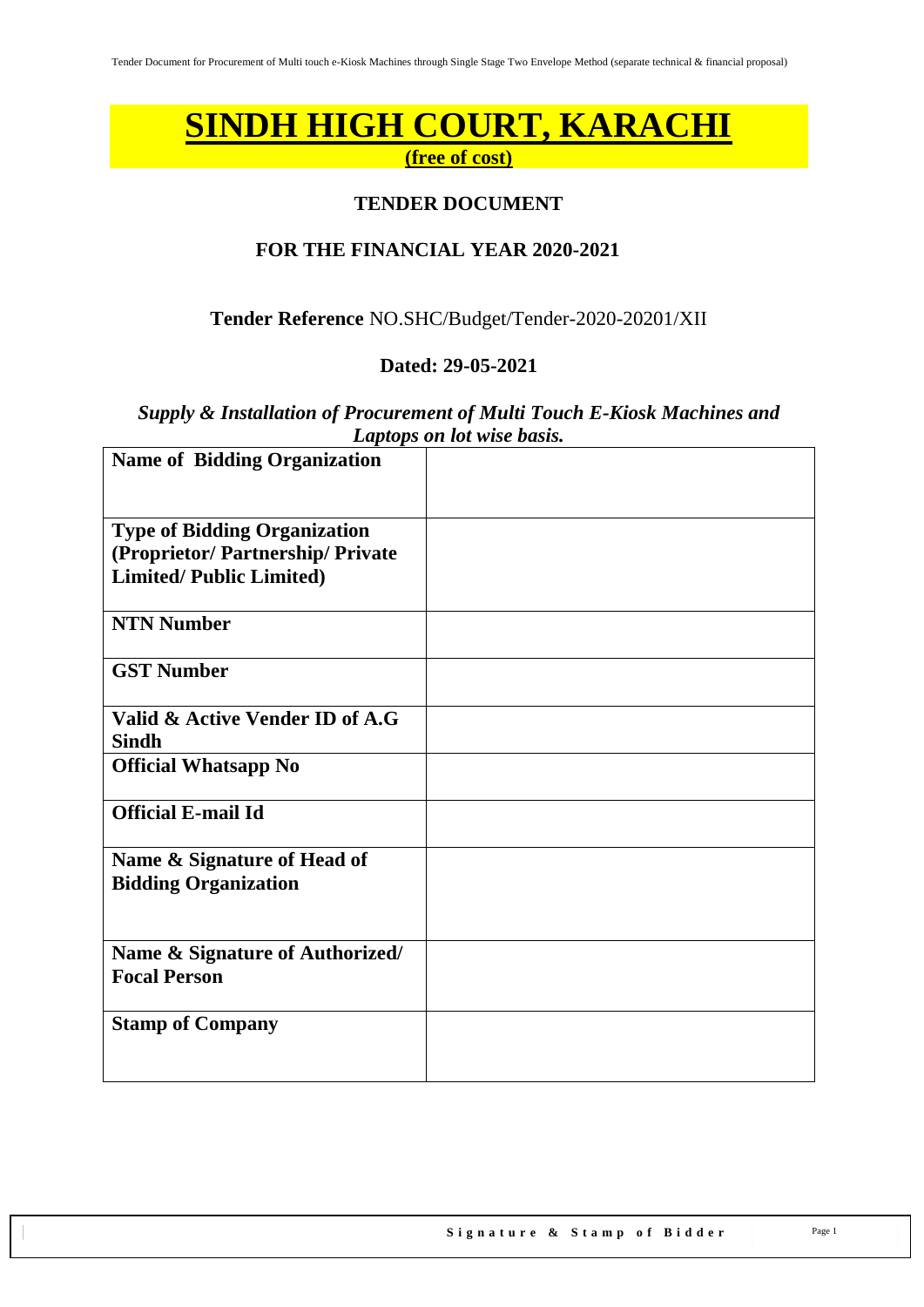# SINDH HIGH COURT, KARACHI

**(free of cost)**

## TENDER DOCUMENT

## FOR THE FINANCIAL YEAR 2020-2021

**Tender Reference** NO.SHC/Budget/Tender-2020-20201/XII

**Dated: 29-05-2021**

***Supply & Installation of Procurement of Multi Touch E-Kiosk Machines and Laptops on lot wise basis.***

| | |
|---|---|
| **Name of Bidding Organization** | |
| **Type of Bidding Organization (Proprietor/ Partnership/ Private Limited/ Public Limited)** | |
| **NTN Number** | |
| **GST Number** | |
| **Valid & Active Vender ID of A.G Sindh** | |
| **Official Whatsapp No** | |
| **Official E-mail Id** | |
| **Name & Signature of Head of Bidding Organization** | |
| **Name & Signature of Authorized/ Focal Person** | |
| **Stamp of Company** | |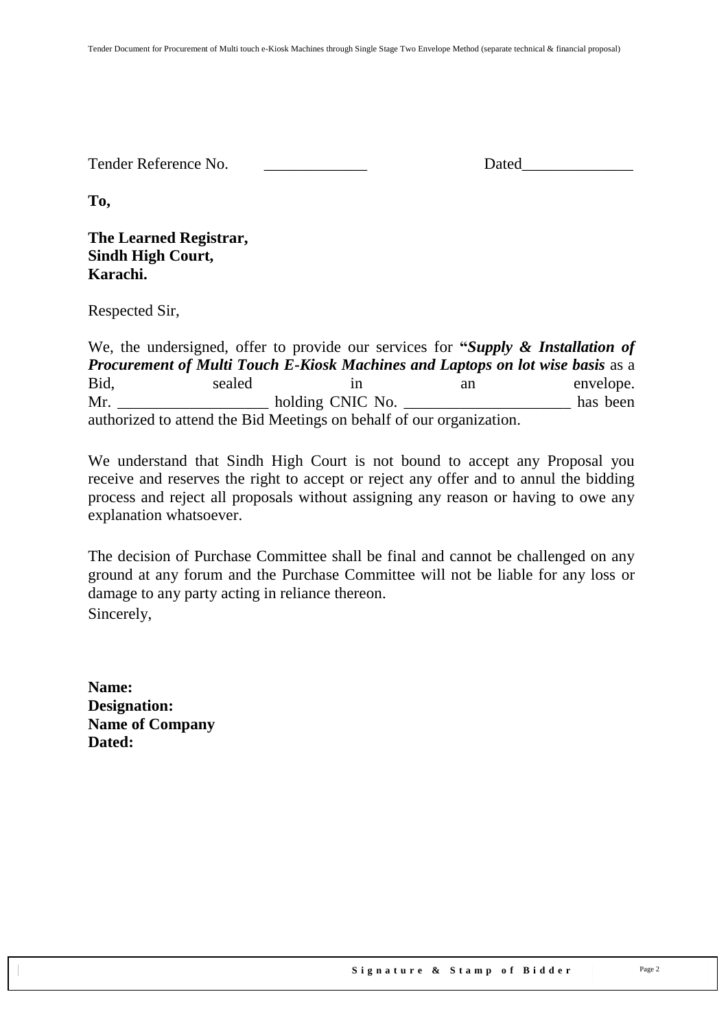Tender Reference No. _____________ Dated______________

**To,**

**The Learned Registrar,**
**Sindh High Court,**
**Karachi.**

Respected Sir,

We, the undersigned, offer to provide our services for **"*Supply & Installation of Procurement of Multi Touch E-Kiosk Machines and Laptops on lot wise basis*** as a Bid, sealed in an envelope. Mr. ___________________ holding CNIC No. _____________________ has been authorized to attend the Bid Meetings on behalf of our organization.

We understand that Sindh High Court is not bound to accept any Proposal you receive and reserves the right to accept or reject any offer and to annul the bidding process and reject all proposals without assigning any reason or having to owe any explanation whatsoever.

The decision of Purchase Committee shall be final and cannot be challenged on any ground at any forum and the Purchase Committee will not be liable for any loss or damage to any party acting in reliance thereon.

Sincerely,

**Name:**
**Designation:**
**Name of Company**
**Dated:**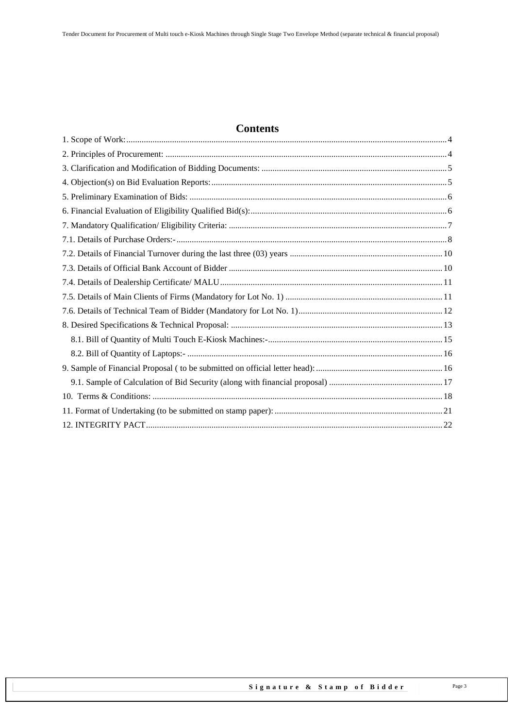# Contents

1. Scope of Work: 4
2. Principles of Procurement: 4
3. Clarification and Modification of Bidding Documents: 5
4. Objection(s) on Bid Evaluation Reports: 5
5. Preliminary Examination of Bids: 6
6. Financial Evaluation of Eligibility Qualified Bid(s): 6
7. Mandatory Qualification/ Eligibility Criteria: 7
7.1. Details of Purchase Orders:- 8
7.2. Details of Financial Turnover during the last three (03) years 10
7.3. Details of Official Bank Account of Bidder 10
7.4. Details of Dealership Certificate/ MALU 11
7.5. Details of Main Clients of Firms (Mandatory for Lot No. 1) 11
7.6. Details of Technical Team of Bidder (Mandatory for Lot No. 1) 12
8. Desired Specifications & Technical Proposal: 13
   8.1. Bill of Quantity of Multi Touch E-Kiosk Machines:- 15
   8.2. Bill of Quantity of Laptops:- 16
9. Sample of Financial Proposal ( to be submitted on official letter head): 16
   9.1. Sample of Calculation of Bid Security (along with financial proposal) 17
10. Terms & Conditions: 18
11. Format of Undertaking (to be submitted on stamp paper): 21
12. INTEGRITY PACT 22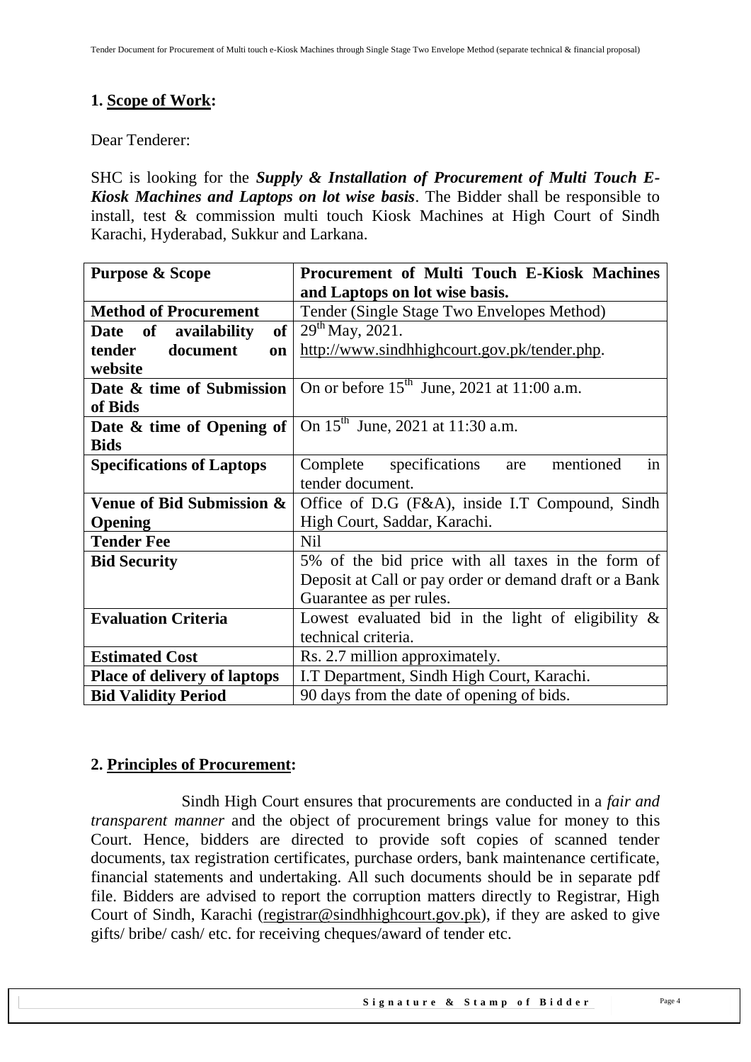## 1. Scope of Work:

Dear Tenderer:

SHC is looking for the ***Supply & Installation of Procurement of Multi Touch E-Kiosk Machines and Laptops on lot wise basis***. The Bidder shall be responsible to install, test & commission multi touch Kiosk Machines at High Court of Sindh Karachi, Hyderabad, Sukkur and Larkana.

| **Purpose & Scope** | **Procurement of Multi Touch E-Kiosk Machines and Laptops on lot wise basis.** |
|---|---|
| **Method of Procurement** | Tender (Single Stage Two Envelopes Method) |
| **Date of availability of tender document on website** | 29th May, 2021. http://www.sindhhighcourt.gov.pk/tender.php. |
| **Date & time of Submission of Bids** | On or before 15th June, 2021 at 11:00 a.m. |
| **Date & time of Opening of Bids** | On 15th June, 2021 at 11:30 a.m. |
| **Specifications of Laptops** | Complete specifications are mentioned in tender document. |
| **Venue of Bid Submission & Opening** | Office of D.G (F&A), inside I.T Compound, Sindh High Court, Saddar, Karachi. |
| **Tender Fee** | Nil |
| **Bid Security** | 5% of the bid price with all taxes in the form of Deposit at Call or pay order or demand draft or a Bank Guarantee as per rules. |
| **Evaluation Criteria** | Lowest evaluated bid in the light of eligibility & technical criteria. |
| **Estimated Cost** | Rs. 2.7 million approximately. |
| **Place of delivery of laptops** | I.T Department, Sindh High Court, Karachi. |
| **Bid Validity Period** | 90 days from the date of opening of bids. |

## 2. Principles of Procurement:

Sindh High Court ensures that procurements are conducted in a *fair and transparent manner* and the object of procurement brings value for money to this Court. Hence, bidders are directed to provide soft copies of scanned tender documents, tax registration certificates, purchase orders, bank maintenance certificate, financial statements and undertaking. All such documents should be in separate pdf file. Bidders are advised to report the corruption matters directly to Registrar, High Court of Sindh, Karachi (registrar@sindhhighcourt.gov.pk), if they are asked to give gifts/ bribe/ cash/ etc. for receiving cheques/award of tender etc.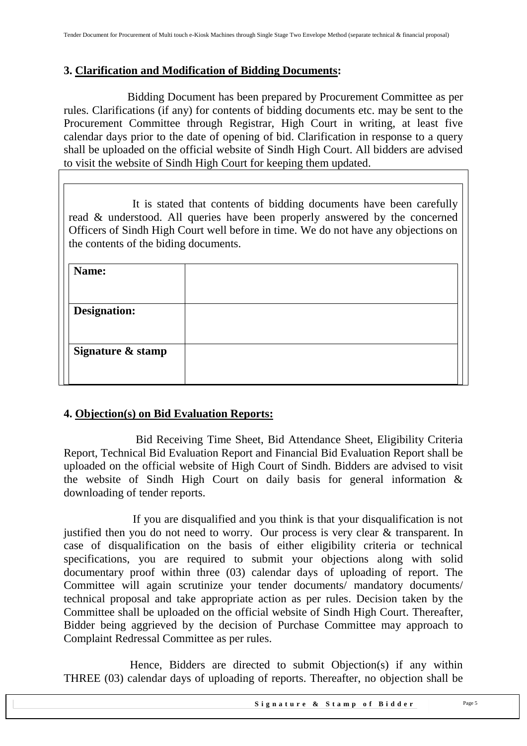## 3. Clarification and Modification of Bidding Documents:

Bidding Document has been prepared by Procurement Committee as per rules. Clarifications (if any) for contents of bidding documents etc. may be sent to the Procurement Committee through Registrar, High Court in writing, at least five calendar days prior to the date of opening of bid. Clarification in response to a query shall be uploaded on the official website of Sindh High Court. All bidders are advised to visit the website of Sindh High Court for keeping them updated.

It is stated that contents of bidding documents have been carefully read & understood. All queries have been properly answered by the concerned Officers of Sindh High Court well before in time. We do not have any objections on the contents of the biding documents.

| **Name:** | |
|---|---|
| **Designation:** | |
| **Signature & stamp** | |

## 4. Objection(s) on Bid Evaluation Reports:

Bid Receiving Time Sheet, Bid Attendance Sheet, Eligibility Criteria Report, Technical Bid Evaluation Report and Financial Bid Evaluation Report shall be uploaded on the official website of High Court of Sindh. Bidders are advised to visit the website of Sindh High Court on daily basis for general information & downloading of tender reports.

If you are disqualified and you think is that your disqualification is not justified then you do not need to worry. Our process is very clear & transparent. In case of disqualification on the basis of either eligibility criteria or technical specifications, you are required to submit your objections along with solid documentary proof within three (03) calendar days of uploading of report. The Committee will again scrutinize your tender documents/ mandatory documents/ technical proposal and take appropriate action as per rules. Decision taken by the Committee shall be uploaded on the official website of Sindh High Court. Thereafter, Bidder being aggrieved by the decision of Purchase Committee may approach to Complaint Redressal Committee as per rules.

Hence, Bidders are directed to submit Objection(s) if any within THREE (03) calendar days of uploading of reports. Thereafter, no objection shall be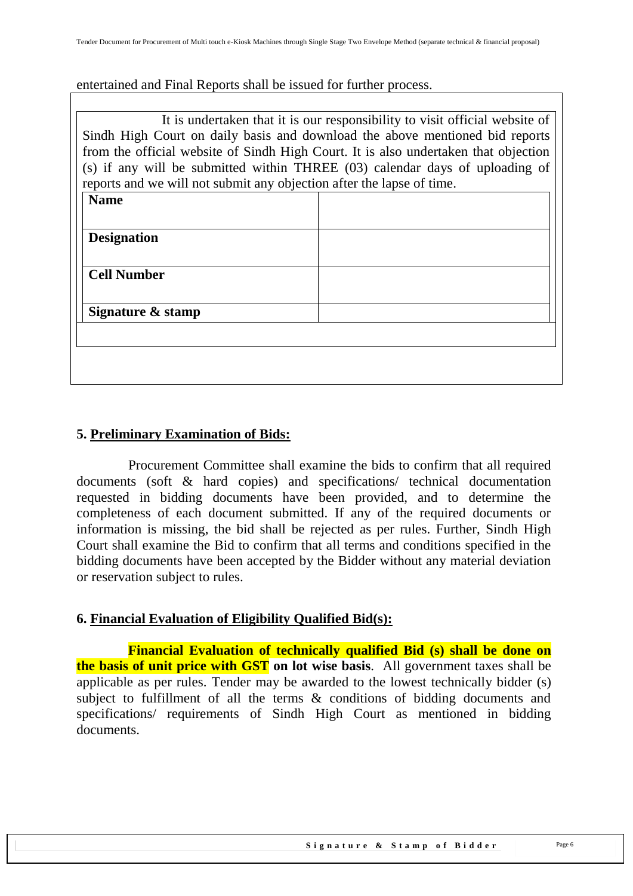entertained and Final Reports shall be issued for further process.

It is undertaken that it is our responsibility to visit official website of Sindh High Court on daily basis and download the above mentioned bid reports from the official website of Sindh High Court. It is also undertaken that objection (s) if any will be submitted within THREE (03) calendar days of uploading of reports and we will not submit any objection after the lapse of time.

| **Name** | |
|---|---|
| **Designation** | |
| **Cell Number** | |
| **Signature & stamp** | |

## 5. **Preliminary Examination of Bids:**

Procurement Committee shall examine the bids to confirm that all required documents (soft & hard copies) and specifications/ technical documentation requested in bidding documents have been provided, and to determine the completeness of each document submitted. If any of the required documents or information is missing, the bid shall be rejected as per rules. Further, Sindh High Court shall examine the Bid to confirm that all terms and conditions specified in the bidding documents have been accepted by the Bidder without any material deviation or reservation subject to rules.

## 6. **Financial Evaluation of Eligibility Qualified Bid(s):**

**Financial Evaluation of technically qualified Bid (s) shall be done on the basis of unit price with GST on lot wise basis**. All government taxes shall be applicable as per rules. Tender may be awarded to the lowest technically bidder (s) subject to fulfillment of all the terms & conditions of bidding documents and specifications/ requirements of Sindh High Court as mentioned in bidding documents.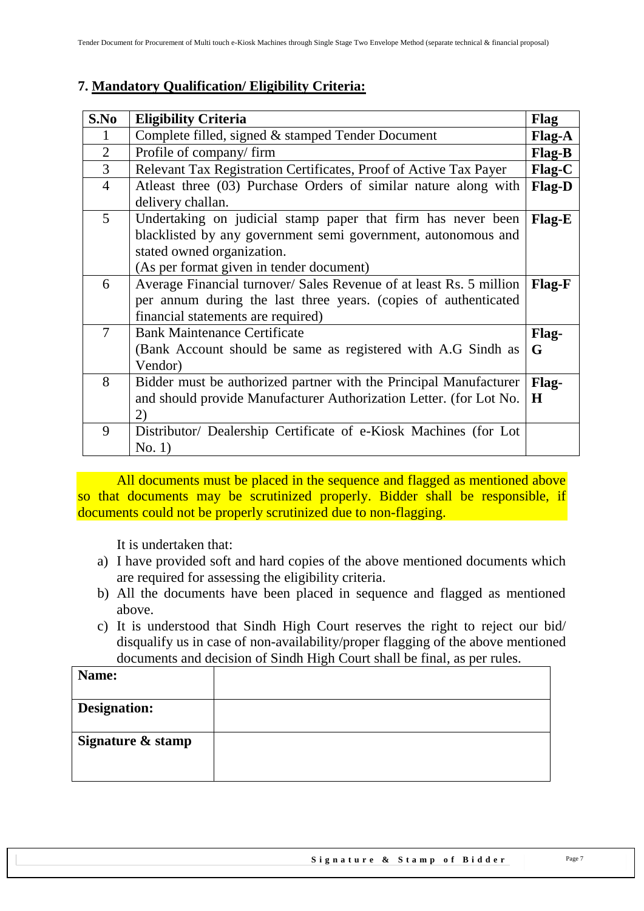## 7. Mandatory Qualification/ Eligibility Criteria:

| S.No | Eligibility Criteria | Flag |
|---|---|---|
| 1 | Complete filled, signed & stamped Tender Document | Flag-A |
| 2 | Profile of company/ firm | Flag-B |
| 3 | Relevant Tax Registration Certificates, Proof of Active Tax Payer | Flag-C |
| 4 | Atleast three (03) Purchase Orders of similar nature along with delivery challan. | Flag-D |
| 5 | Undertaking on judicial stamp paper that firm has never been blacklisted by any government semi government, autonomous and stated owned organization. (As per format given in tender document) | Flag-E |
| 6 | Average Financial turnover/ Sales Revenue of at least Rs. 5 million per annum during the last three years. (copies of authenticated financial statements are required) | Flag-F |
| 7 | Bank Maintenance Certificate (Bank Account should be same as registered with A.G Sindh as Vendor) | Flag-G |
| 8 | Bidder must be authorized partner with the Principal Manufacturer and should provide Manufacturer Authorization Letter. (for Lot No. 2) | Flag-H |
| 9 | Distributor/ Dealership Certificate of e-Kiosk Machines (for Lot No. 1) | |

All documents must be placed in the sequence and flagged as mentioned above so that documents may be scrutinized properly. Bidder shall be responsible, if documents could not be properly scrutinized due to non-flagging.

It is undertaken that:

a) I have provided soft and hard copies of the above mentioned documents which are required for assessing the eligibility criteria.
b) All the documents have been placed in sequence and flagged as mentioned above.
c) It is understood that Sindh High Court reserves the right to reject our bid/ disqualify us in case of non-availability/proper flagging of the above mentioned documents and decision of Sindh High Court shall be final, as per rules.

| **Name:** | |
|---|---|
| **Designation:** | |
| **Signature & stamp** | |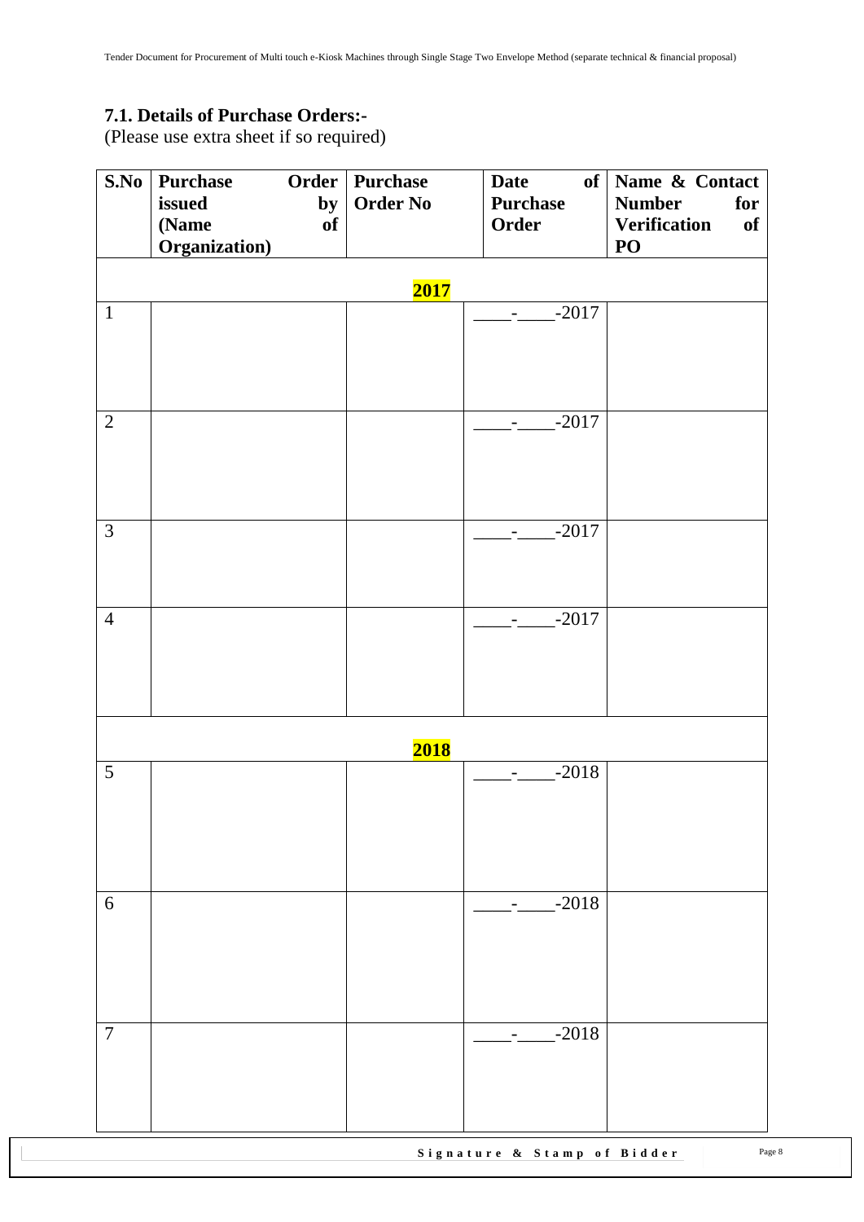### 7.1. Details of Purchase Orders:-

(Please use extra sheet if so required)

| S.No | Purchase Order issued by (Name of Organization) | Purchase Order No | Date of Purchase Order | Name & Contact Number for Verification of PO |
|---|---|---|---|---|
| | | **2017** | | |
| 1 | | | ____-____-2017 | |
| 2 | | | ____-____-2017 | |
| 3 | | | ____-____-2017 | |
| 4 | | | ____-____-2017 | |
| | | **2018** | | |
| 5 | | | ____-____-2018 | |
| 6 | | | ____-____-2018 | |
| 7 | | | ____-____-2018 | |

**Signature & Stamp of Bidder**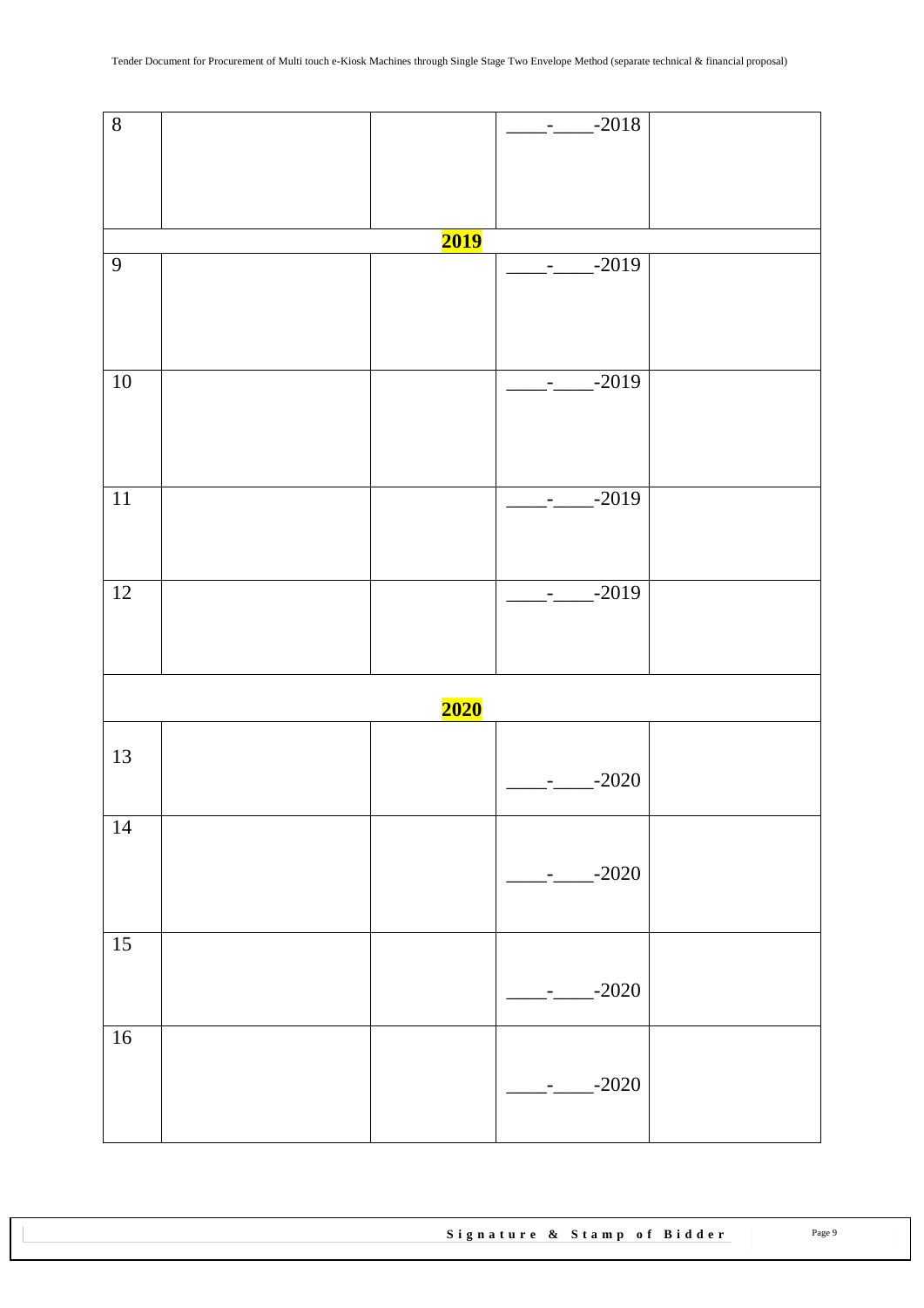| | | | | |
|---|---|---|---|---|
| 8 | | | ____-____-2018 | |
| **2019** | | | | |
| 9 | | | ____-____-2019 | |
| 10 | | | ____-____-2019 | |
| 11 | | | ____-____-2019 | |
| 12 | | | ____-____-2019 | |
| **2020** | | | | |
| 13 | | | ____-____-2020 | |
| 14 | | | ____-____-2020 | |
| 15 | | | ____-____-2020 | |
| 16 | | | ____-____-2020 | |

**Signature & Stamp of Bidder**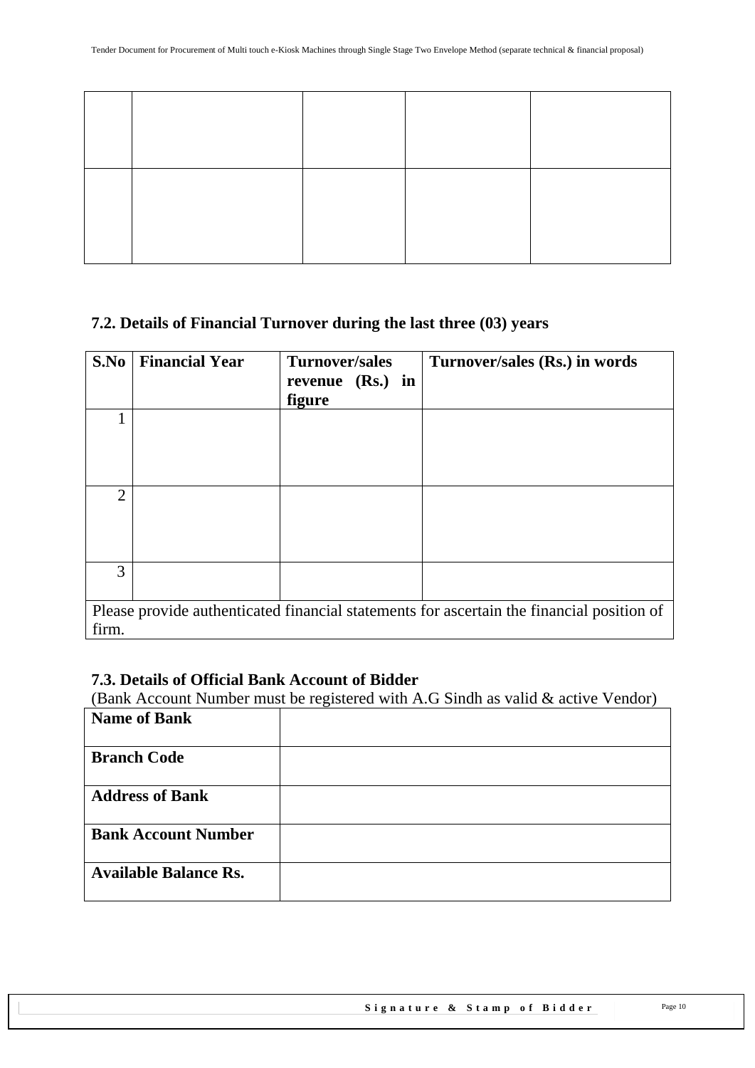| | | | | |
|---|---|---|---|---|
| | | | | |
| | | | | |

## 7.2. Details of Financial Turnover during the last three (03) years

| S.No | Financial Year | Turnover/sales revenue (Rs.) in figure | Turnover/sales (Rs.) in words |
|---|---|---|---|
| 1 | | | |
| 2 | | | |
| 3 | | | |
| Please provide authenticated financial statements for ascertain the financial position of firm. | | | |

## 7.3. Details of Official Bank Account of Bidder

(Bank Account Number must be registered with A.G Sindh as valid & active Vendor)

| | |
|---|---|
| **Name of Bank** | |
| **Branch Code** | |
| **Address of Bank** | |
| **Bank Account Number** | |
| **Available Balance Rs.** | |

**Signature & Stamp of Bidder**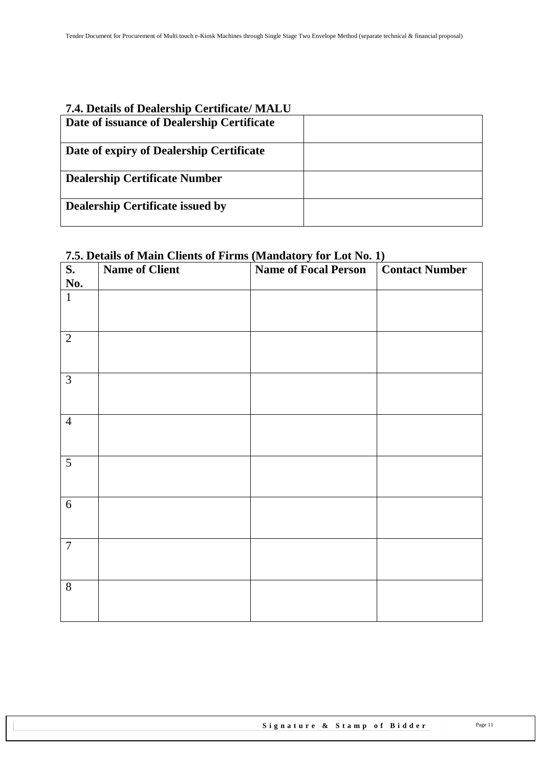### 7.4. Details of Dealership Certificate/ MALU

| Date of issuance of Dealership Certificate | |
|---|---|
| Date of expiry of Dealership Certificate | |
| Dealership Certificate Number | |
| Dealership Certificate issued by | |

### 7.5. Details of Main Clients of Firms (Mandatory for Lot No. 1)

| S. No. | Name of Client | Name of Focal Person | Contact Number |
|---|---|---|---|
| 1 | | | |
| 2 | | | |
| 3 | | | |
| 4 | | | |
| 5 | | | |
| 6 | | | |
| 7 | | | |
| 8 | | | |

Signature & Stamp of Bidder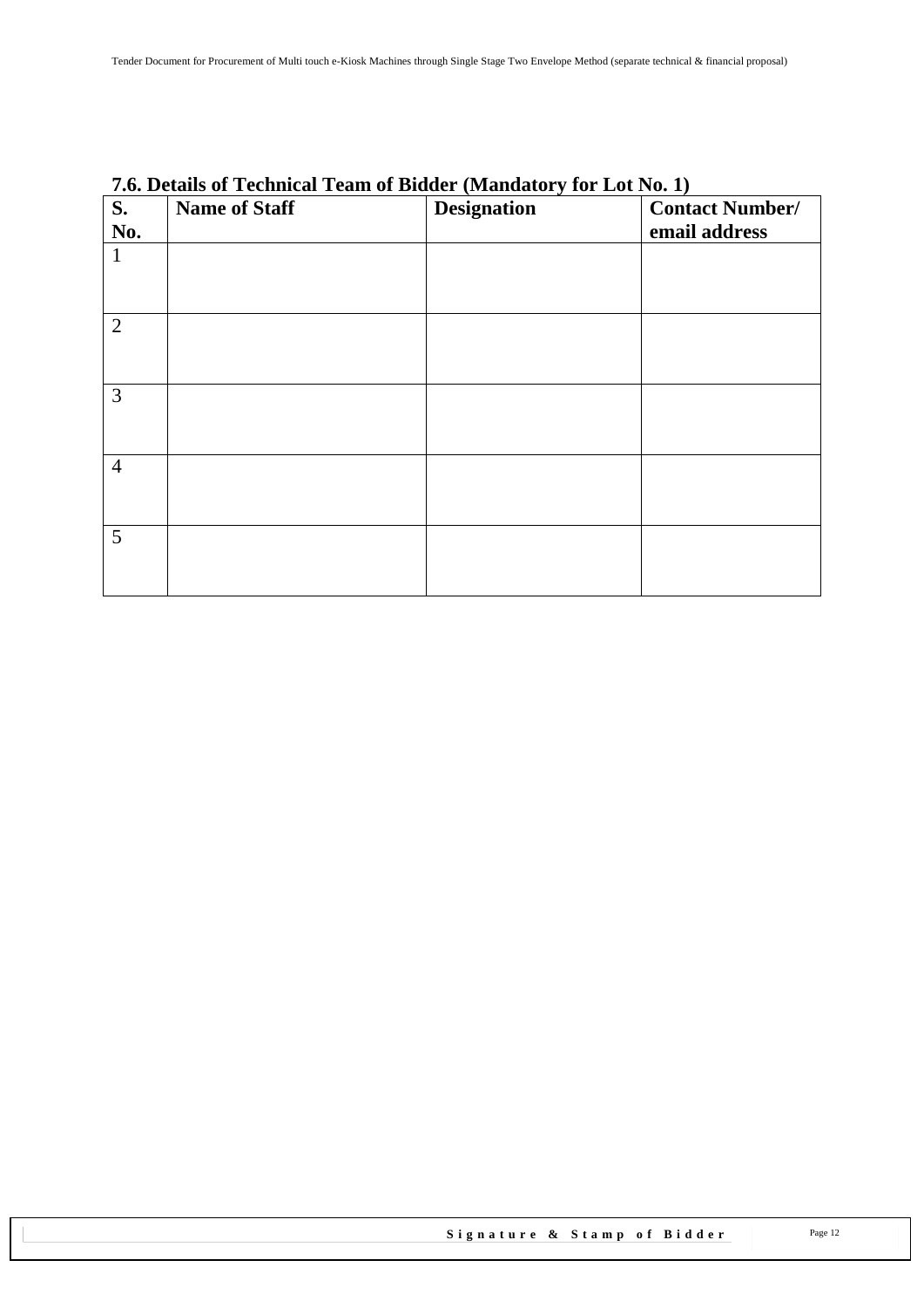### 7.6. Details of Technical Team of Bidder (Mandatory for Lot No. 1)

| S. No. | Name of Staff | Designation | Contact Number/ email address |
|---|---|---|---|
| 1 | | | |
| 2 | | | |
| 3 | | | |
| 4 | | | |
| 5 | | | |

**Signature & Stamp of Bidder**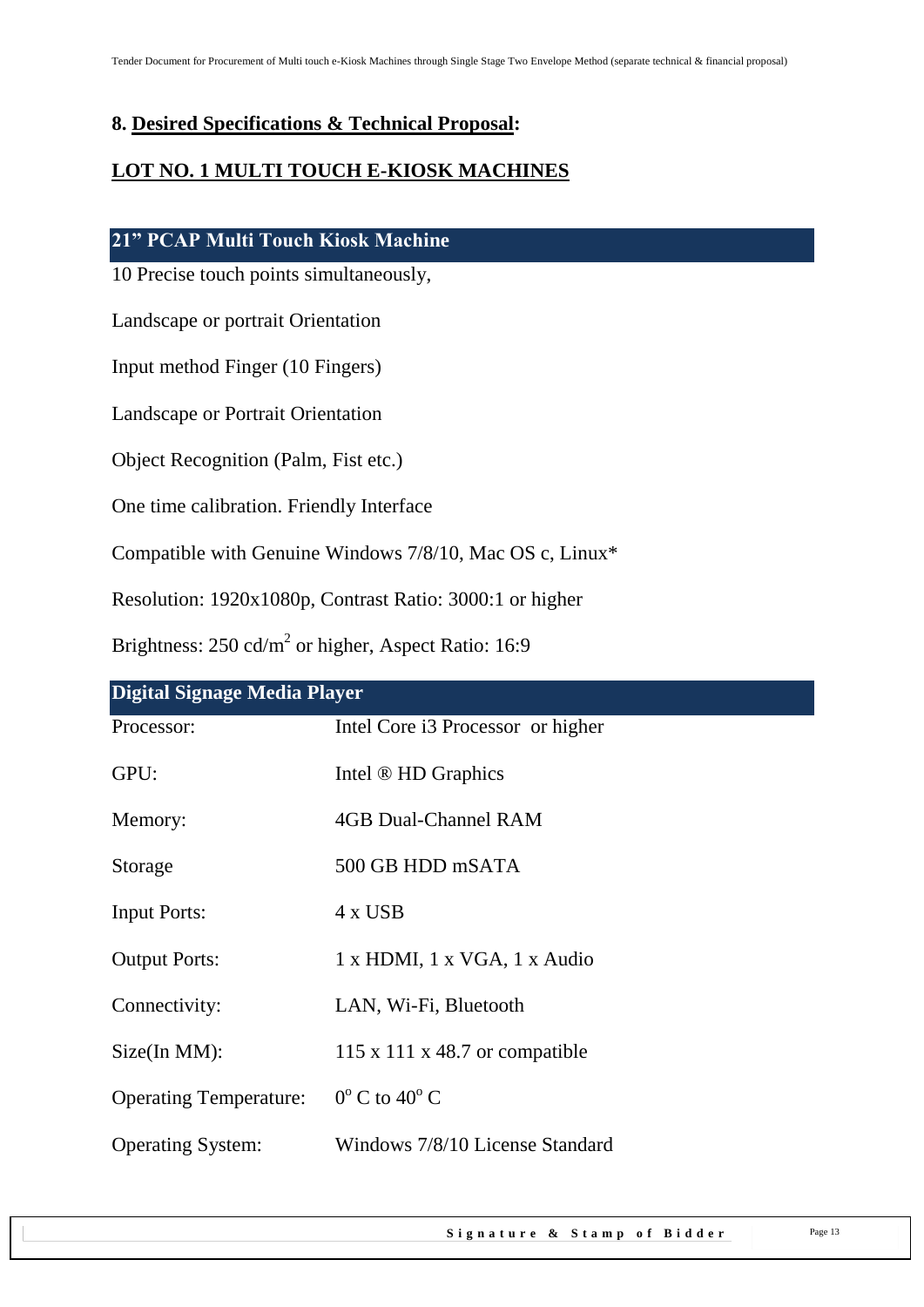## 8. Desired Specifications & Technical Proposal:

## LOT NO. 1 MULTI TOUCH E-KIOSK MACHINES

### 21" PCAP Multi Touch Kiosk Machine

10 Precise touch points simultaneously,

Landscape or portrait Orientation

Input method Finger (10 Fingers)

Landscape or Portrait Orientation

Object Recognition (Palm, Fist etc.)

One time calibration. Friendly Interface

Compatible with Genuine Windows 7/8/10, Mac OS c, Linux*

Resolution: 1920x1080p, Contrast Ratio: 3000:1 or higher

Brightness: 250 cd/m$^2$ or higher, Aspect Ratio: 16:9

### Digital Signage Media Player

| | |
|---|---|
| Processor: | Intel Core i3 Processor or higher |
| GPU: | Intel ® HD Graphics |
| Memory: | 4GB Dual-Channel RAM |
| Storage | 500 GB HDD mSATA |
| Input Ports: | 4 x USB |
| Output Ports: | 1 x HDMI, 1 x VGA, 1 x Audio |
| Connectivity: | LAN, Wi-Fi, Bluetooth |
| Size(In MM): | 115 x 111 x 48.7 or compatible |
| Operating Temperature: | $0^{o}$ C to $40^{o}$ C |
| Operating System: | Windows 7/8/10 License Standard |

Signature & Stamp of Bidder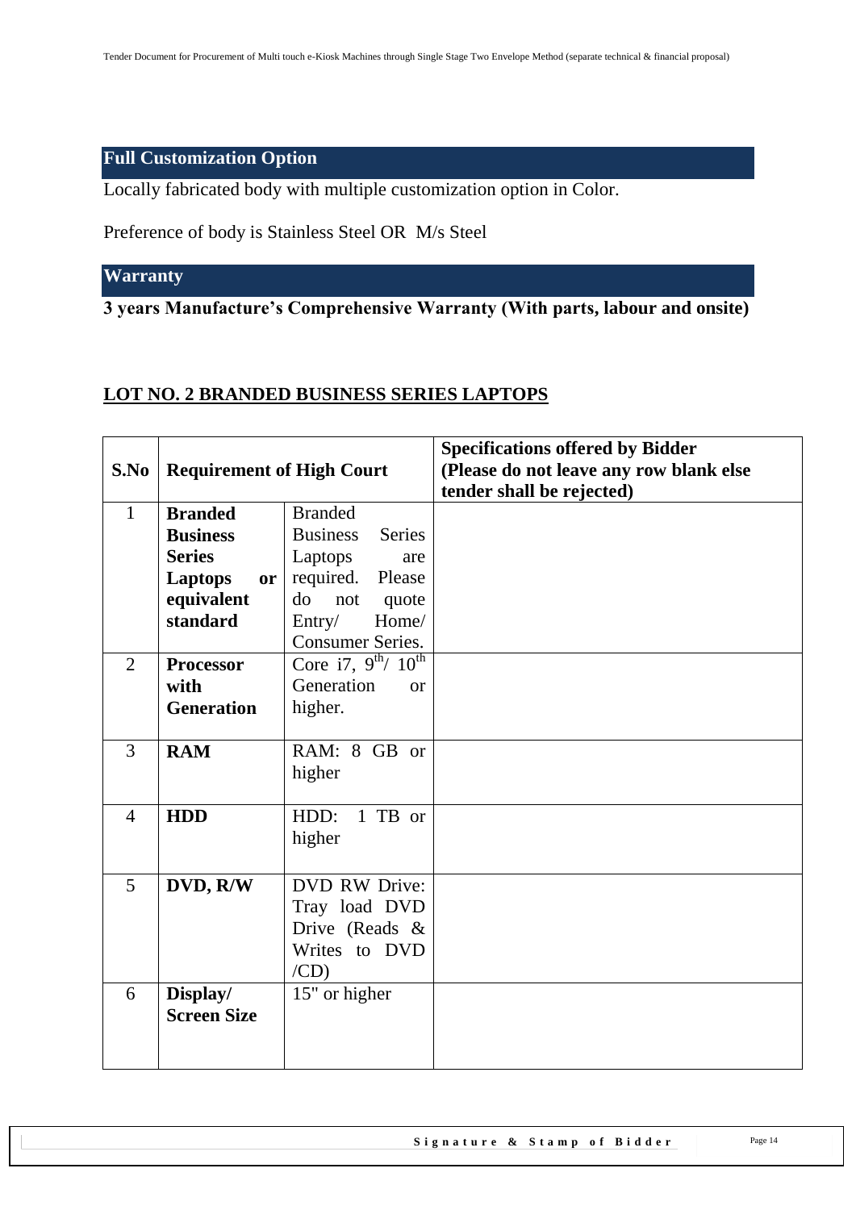## Full Customization Option

Locally fabricated body with multiple customization option in Color.

Preference of body is Stainless Steel OR M/s Steel

## Warranty

**3 years Manufacture's Comprehensive Warranty (With parts, labour and onsite)**

## LOT NO. 2 BRANDED BUSINESS SERIES LAPTOPS

| S.No | Requirement of High Court | | Specifications offered by Bidder (Please do not leave any row blank else tender shall be rejected) |
|---|---|---|---|
| 1 | **Branded Business Series Laptops or equivalent standard** | Branded Business Series Laptops are required. Please do not quote Entry/ Home/ Consumer Series. | |
| 2 | **Processor with Generation** | Core i7, 9th/ 10th Generation or higher. | |
| 3 | **RAM** | RAM: 8 GB or higher | |
| 4 | **HDD** | HDD: 1 TB or higher | |
| 5 | **DVD, R/W** | DVD RW Drive: Tray load DVD Drive (Reads & Writes to DVD /CD) | |
| 6 | **Display/ Screen Size** | 15" or higher | |

Signature & Stamp of Bidder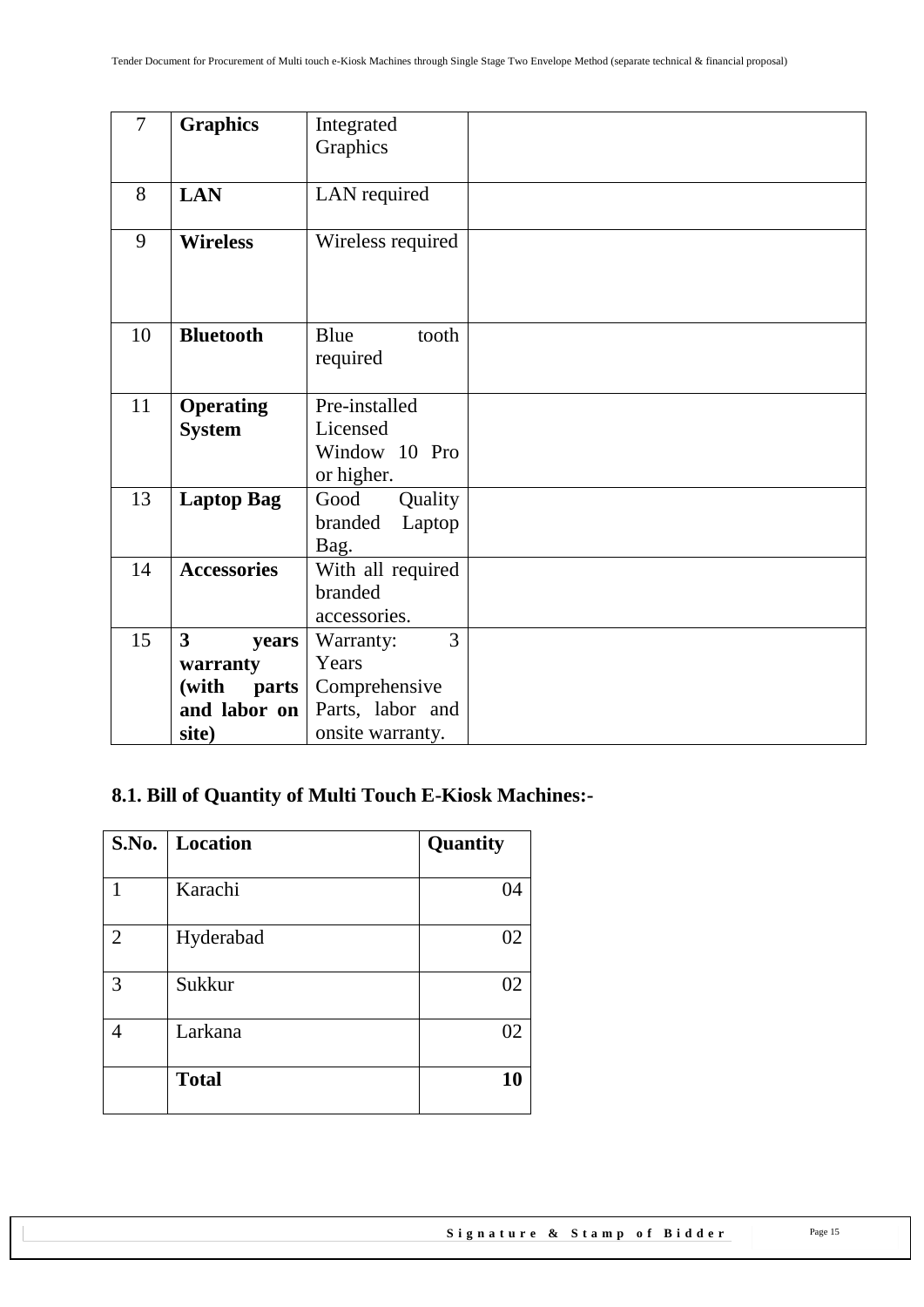| 7 | **Graphics** | Integrated Graphics | |
|---|---|---|---|
| 8 | **LAN** | LAN required | |
| 9 | **Wireless** | Wireless required | |
| 10 | **Bluetooth** | Blue tooth required | |
| 11 | **Operating System** | Pre-installed Licensed Window 10 Pro or higher. | |
| 13 | **Laptop Bag** | Good Quality branded Laptop Bag. | |
| 14 | **Accessories** | With all required branded accessories. | |
| 15 | **3 years warranty (with parts and labor on site)** | Warranty: 3 Years Comprehensive Parts, labor and onsite warranty. | |

## 8.1. Bill of Quantity of Multi Touch E-Kiosk Machines:-

| S.No. | Location | Quantity |
|---|---|---|
| 1 | Karachi | 04 |
| 2 | Hyderabad | 02 |
| 3 | Sukkur | 02 |
| 4 | Larkana | 02 |
| | **Total** | **10** |

**Signature & Stamp of Bidder**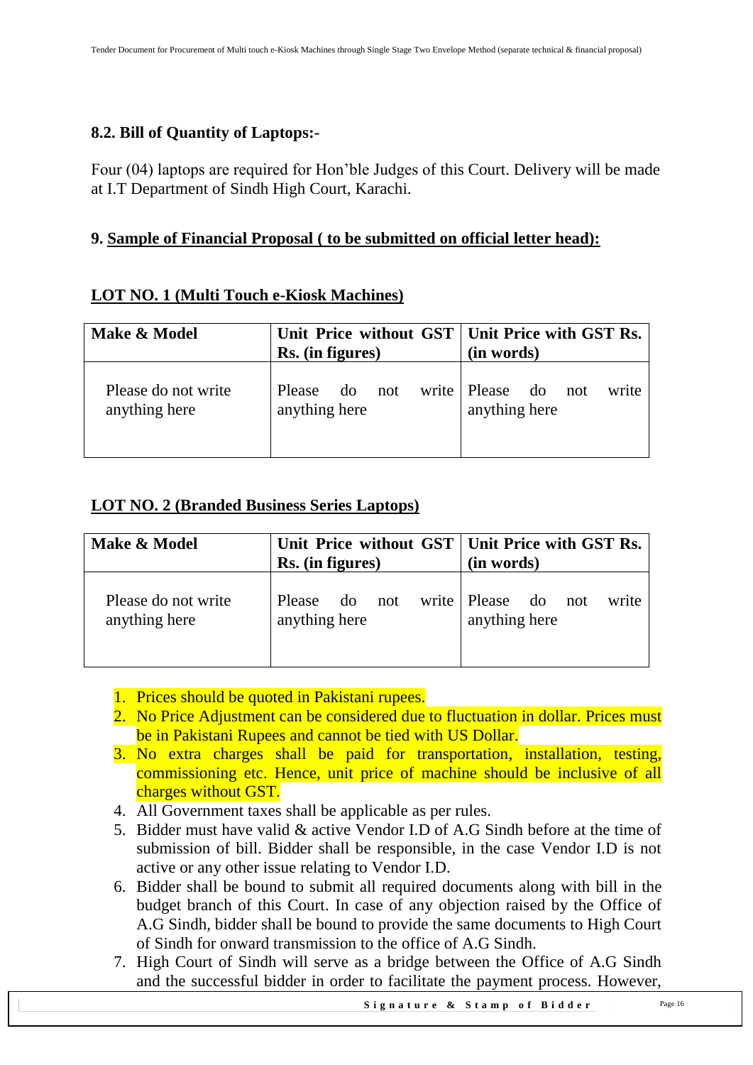## 8.2. Bill of Quantity of Laptops:-

Four (04) laptops are required for Hon'ble Judges of this Court. Delivery will be made at I.T Department of Sindh High Court, Karachi.

## 9. Sample of Financial Proposal ( to be submitted on official letter head):

### LOT NO. 1 (Multi Touch e-Kiosk Machines)

| Make & Model | Unit Price without GST Rs. (in figures) | Unit Price with GST Rs. (in words) |
|---|---|---|
| Please do not write anything here | Please do not write anything here | Please do not write anything here |

### LOT NO. 2 (Branded Business Series Laptops)

| Make & Model | Unit Price without GST Rs. (in figures) | Unit Price with GST Rs. (in words) |
|---|---|---|
| Please do not write anything here | Please do not write anything here | Please do not write anything here |

1. Prices should be quoted in Pakistani rupees.
2. No Price Adjustment can be considered due to fluctuation in dollar. Prices must be in Pakistani Rupees and cannot be tied with US Dollar.
3. No extra charges shall be paid for transportation, installation, testing, commissioning etc. Hence, unit price of machine should be inclusive of all charges without GST.
4. All Government taxes shall be applicable as per rules.
5. Bidder must have valid & active Vendor I.D of A.G Sindh before at the time of submission of bill. Bidder shall be responsible, in the case Vendor I.D is not active or any other issue relating to Vendor I.D.
6. Bidder shall be bound to submit all required documents along with bill in the budget branch of this Court. In case of any objection raised by the Office of A.G Sindh, bidder shall be bound to provide the same documents to High Court of Sindh for onward transmission to the office of A.G Sindh.
7. High Court of Sindh will serve as a bridge between the Office of A.G Sindh and the successful bidder in order to facilitate the payment process. However,

**Signature & Stamp of Bidder**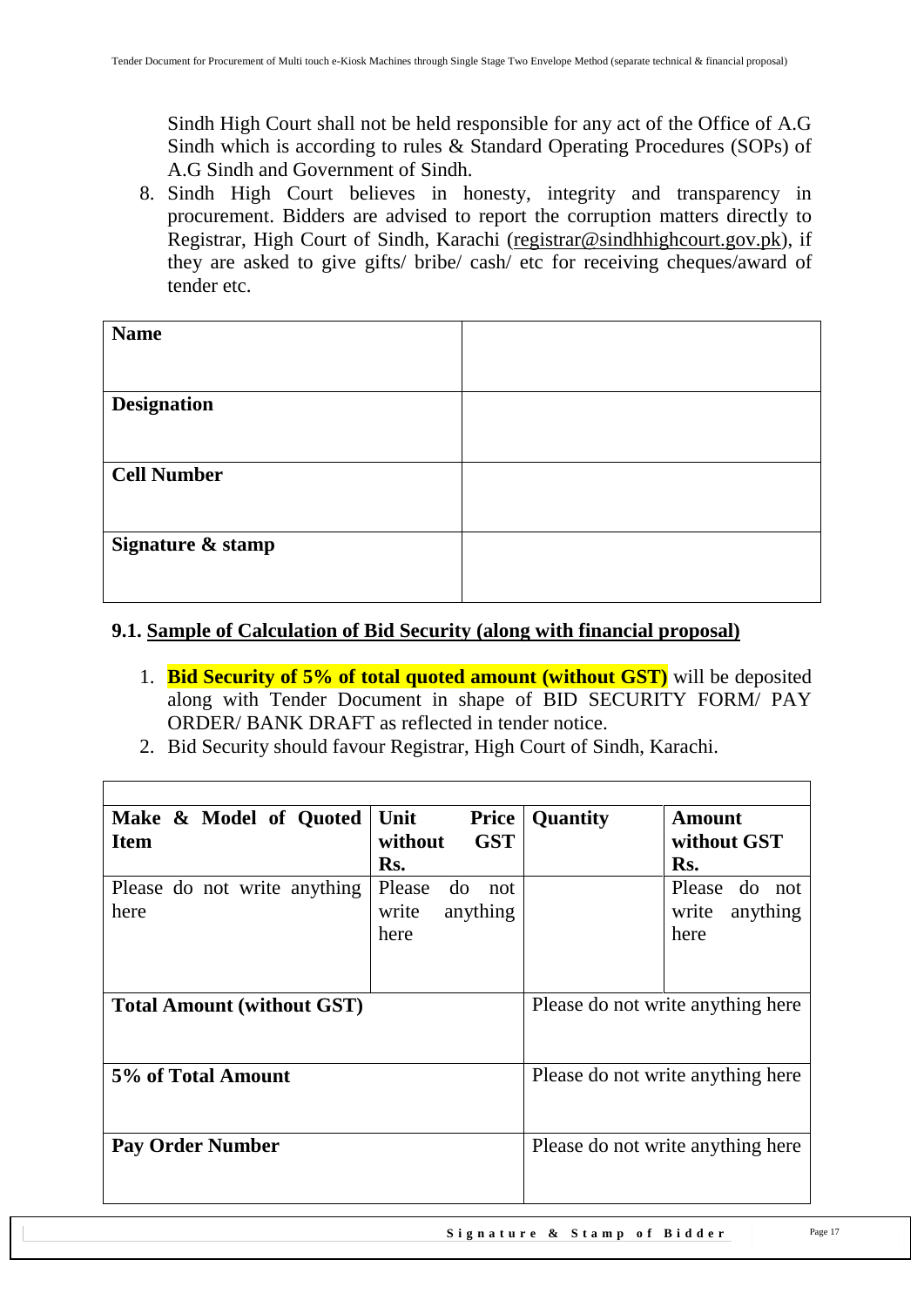Sindh High Court shall not be held responsible for any act of the Office of A.G Sindh which is according to rules & Standard Operating Procedures (SOPs) of A.G Sindh and Government of Sindh.

8. Sindh High Court believes in honesty, integrity and transparency in procurement. Bidders are advised to report the corruption matters directly to Registrar, High Court of Sindh, Karachi (registrar@sindhhighcourt.gov.pk), if they are asked to give gifts/ bribe/ cash/ etc for receiving cheques/award of tender etc.

| **Name** | |
|---|---|
| **Designation** | |
| **Cell Number** | |
| **Signature & stamp** | |

### 9.1. Sample of Calculation of Bid Security (along with financial proposal)

1. **Bid Security of 5% of total quoted amount (without GST)** will be deposited along with Tender Document in shape of BID SECURITY FORM/ PAY ORDER/ BANK DRAFT as reflected in tender notice.
2. Bid Security should favour Registrar, High Court of Sindh, Karachi.

| **Make & Model of Quoted Item** | **Unit Price without GST Rs.** | **Quantity** | **Amount without GST Rs.** |
|---|---|---|---|
| Please do not write anything here | Please do not write anything here | | Please do not write anything here |
| **Total Amount (without GST)** | | Please do not write anything here | |
| **5% of Total Amount** | | Please do not write anything here | |
| **Pay Order Number** | | Please do not write anything here | |

**Signature & Stamp of Bidder**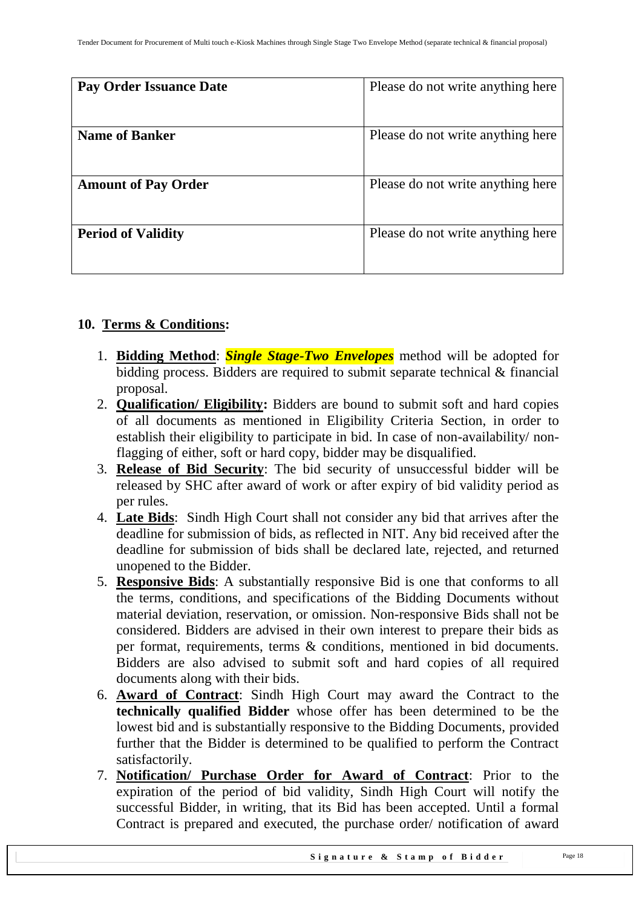| Pay Order Issuance Date | Please do not write anything here |
|---|---|
| **Name of Banker** | Please do not write anything here |
| **Amount of Pay Order** | Please do not write anything here |
| **Period of Validity** | Please do not write anything here |

## 10. Terms & Conditions:

1. **Bidding Method**: ***Single Stage-Two Envelopes*** method will be adopted for bidding process. Bidders are required to submit separate technical & financial proposal.
2. **Qualification/ Eligibility:** Bidders are bound to submit soft and hard copies of all documents as mentioned in Eligibility Criteria Section, in order to establish their eligibility to participate in bid. In case of non-availability/ non-flagging of either, soft or hard copy, bidder may be disqualified.
3. **Release of Bid Security**: The bid security of unsuccessful bidder will be released by SHC after award of work or after expiry of bid validity period as per rules.
4. **Late Bids**: Sindh High Court shall not consider any bid that arrives after the deadline for submission of bids, as reflected in NIT. Any bid received after the deadline for submission of bids shall be declared late, rejected, and returned unopened to the Bidder.
5. **Responsive Bids**: A substantially responsive Bid is one that conforms to all the terms, conditions, and specifications of the Bidding Documents without material deviation, reservation, or omission. Non-responsive Bids shall not be considered. Bidders are advised in their own interest to prepare their bids as per format, requirements, terms & conditions, mentioned in bid documents. Bidders are also advised to submit soft and hard copies of all required documents along with their bids.
6. **Award of Contract**: Sindh High Court may award the Contract to the **technically qualified Bidder** whose offer has been determined to be the lowest bid and is substantially responsive to the Bidding Documents, provided further that the Bidder is determined to be qualified to perform the Contract satisfactorily.
7. **Notification/ Purchase Order for Award of Contract**: Prior to the expiration of the period of bid validity, Sindh High Court will notify the successful Bidder, in writing, that its Bid has been accepted. Until a formal Contract is prepared and executed, the purchase order/ notification of award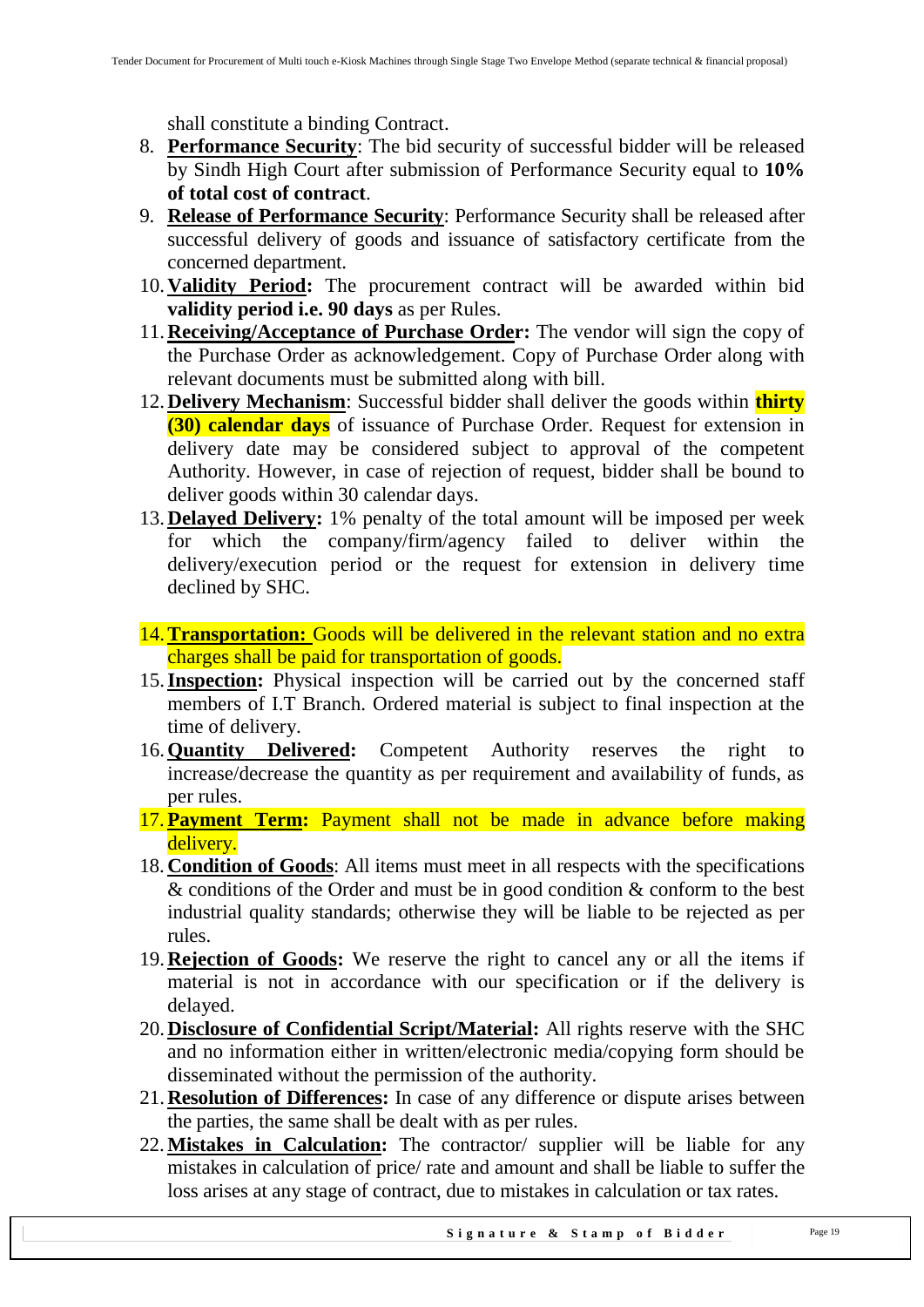shall constitute a binding Contract.

8. **Performance Security**: The bid security of successful bidder will be released by Sindh High Court after submission of Performance Security equal to **10% of total cost of contract**.
9. **Release of Performance Security**: Performance Security shall be released after successful delivery of goods and issuance of satisfactory certificate from the concerned department.
10. **Validity Period:** The procurement contract will be awarded within bid **validity period i.e. 90 days** as per Rules.
11. **Receiving/Acceptance of Purchase Order:** The vendor will sign the copy of the Purchase Order as acknowledgement. Copy of Purchase Order along with relevant documents must be submitted along with bill.
12. **Delivery Mechanism**: Successful bidder shall deliver the goods within **thirty (30) calendar days** of issuance of Purchase Order. Request for extension in delivery date may be considered subject to approval of the competent Authority. However, in case of rejection of request, bidder shall be bound to deliver goods within 30 calendar days.
13. **Delayed Delivery:** 1% penalty of the total amount will be imposed per week for which the company/firm/agency failed to deliver within the delivery/execution period or the request for extension in delivery time declined by SHC.
14. **Transportation:** Goods will be delivered in the relevant station and no extra charges shall be paid for transportation of goods.
15. **Inspection:** Physical inspection will be carried out by the concerned staff members of I.T Branch. Ordered material is subject to final inspection at the time of delivery.
16. **Quantity Delivered:** Competent Authority reserves the right to increase/decrease the quantity as per requirement and availability of funds, as per rules.
17. **Payment Term:** Payment shall not be made in advance before making delivery.
18. **Condition of Goods**: All items must meet in all respects with the specifications & conditions of the Order and must be in good condition & conform to the best industrial quality standards; otherwise they will be liable to be rejected as per rules.
19. **Rejection of Goods:** We reserve the right to cancel any or all the items if material is not in accordance with our specification or if the delivery is delayed.
20. **Disclosure of Confidential Script/Material:** All rights reserve with the SHC and no information either in written/electronic media/copying form should be disseminated without the permission of the authority.
21. **Resolution of Differences:** In case of any difference or dispute arises between the parties, the same shall be dealt with as per rules.
22. **Mistakes in Calculation:** The contractor/ supplier will be liable for any mistakes in calculation of price/ rate and amount and shall be liable to suffer the loss arises at any stage of contract, due to mistakes in calculation or tax rates.

**Signature & Stamp of Bidder**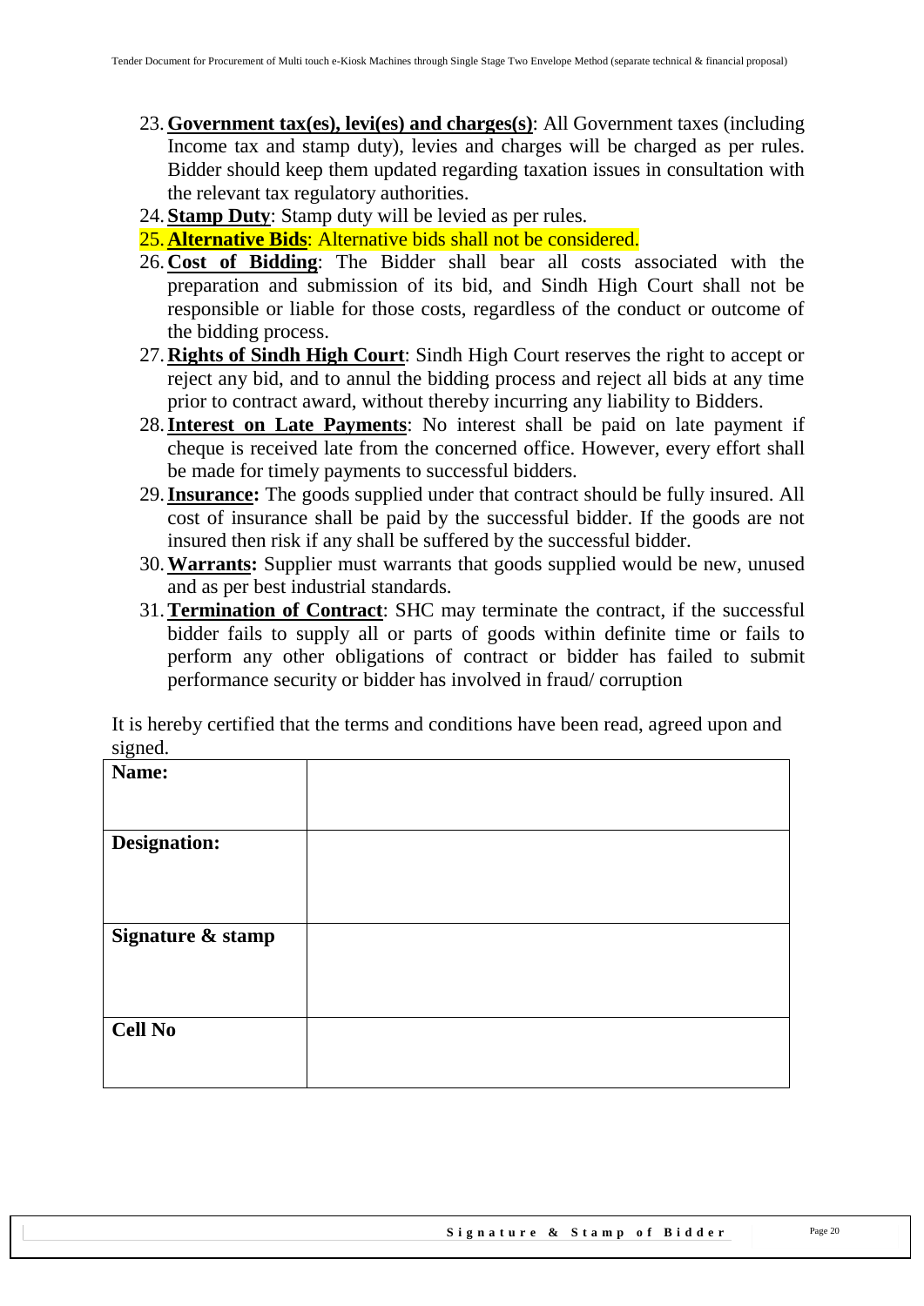23. **Government tax(es), levi(es) and charges(s)**: All Government taxes (including Income tax and stamp duty), levies and charges will be charged as per rules. Bidder should keep them updated regarding taxation issues in consultation with the relevant tax regulatory authorities.
24. **Stamp Duty**: Stamp duty will be levied as per rules.
25. **Alternative Bids**: Alternative bids shall not be considered.
26. **Cost of Bidding**: The Bidder shall bear all costs associated with the preparation and submission of its bid, and Sindh High Court shall not be responsible or liable for those costs, regardless of the conduct or outcome of the bidding process.
27. **Rights of Sindh High Court**: Sindh High Court reserves the right to accept or reject any bid, and to annul the bidding process and reject all bids at any time prior to contract award, without thereby incurring any liability to Bidders.
28. **Interest on Late Payments**: No interest shall be paid on late payment if cheque is received late from the concerned office. However, every effort shall be made for timely payments to successful bidders.
29. **Insurance:** The goods supplied under that contract should be fully insured. All cost of insurance shall be paid by the successful bidder. If the goods are not insured then risk if any shall be suffered by the successful bidder.
30. **Warrants:** Supplier must warrants that goods supplied would be new, unused and as per best industrial standards.
31. **Termination of Contract**: SHC may terminate the contract, if the successful bidder fails to supply all or parts of goods within definite time or fails to perform any other obligations of contract or bidder has failed to submit performance security or bidder has involved in fraud/ corruption

It is hereby certified that the terms and conditions have been read, agreed upon and signed.

| **Name:** | |
|---|---|
| **Designation:** | |
| **Signature & stamp** | |
| **Cell No** | |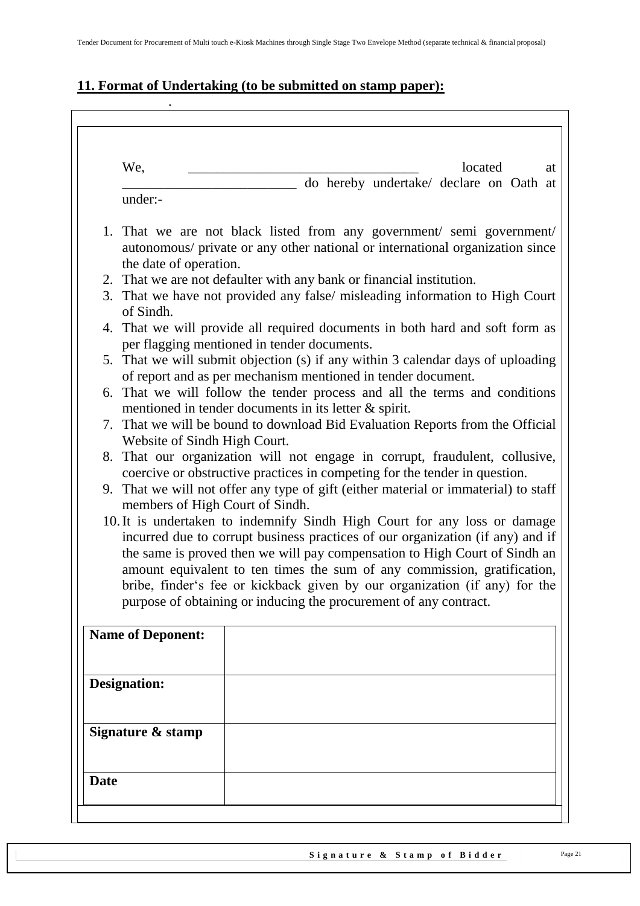## 11. Format of Undertaking (to be submitted on stamp paper):

We, ________________________________ located at _________________________ do hereby undertake/ declare on Oath at under:-

1. That we are not black listed from any government/ semi government/ autonomous/ private or any other national or international organization since the date of operation.
2. That we are not defaulter with any bank or financial institution.
3. That we have not provided any false/ misleading information to High Court of Sindh.
4. That we will provide all required documents in both hard and soft form as per flagging mentioned in tender documents.
5. That we will submit objection (s) if any within 3 calendar days of uploading of report and as per mechanism mentioned in tender document.
6. That we will follow the tender process and all the terms and conditions mentioned in tender documents in its letter & spirit.
7. That we will be bound to download Bid Evaluation Reports from the Official Website of Sindh High Court.
8. That our organization will not engage in corrupt, fraudulent, collusive, coercive or obstructive practices in competing for the tender in question.
9. That we will not offer any type of gift (either material or immaterial) to staff members of High Court of Sindh.
10. It is undertaken to indemnify Sindh High Court for any loss or damage incurred due to corrupt business practices of our organization (if any) and if the same is proved then we will pay compensation to High Court of Sindh an amount equivalent to ten times the sum of any commission, gratification, bribe, finder's fee or kickback given by our organization (if any) for the purpose of obtaining or inducing the procurement of any contract.

| **Name of Deponent:** | |
|---|---|
| **Designation:** | |
| **Signature & stamp** | |
| **Date** | |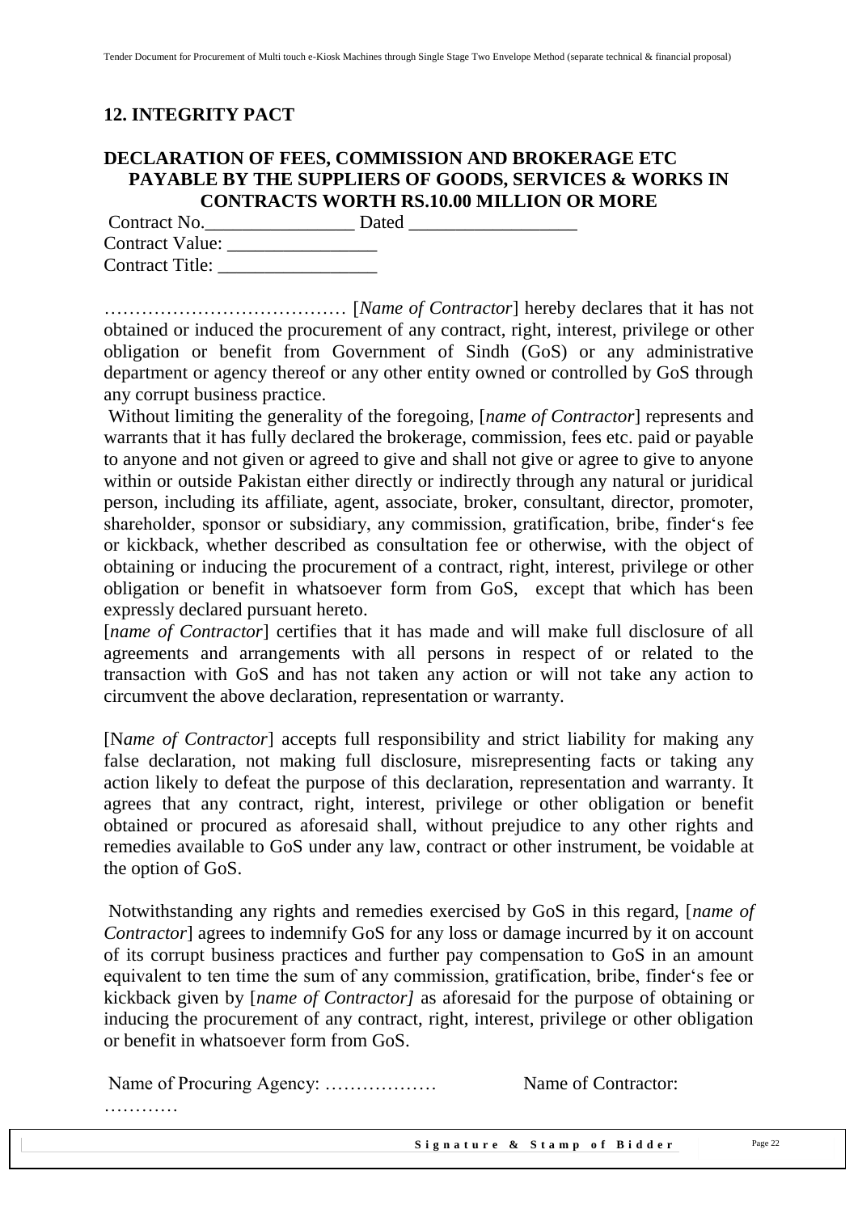## 12. INTEGRITY PACT

### DECLARATION OF FEES, COMMISSION AND BROKERAGE ETC PAYABLE BY THE SUPPLIERS OF GOODS, SERVICES & WORKS IN CONTRACTS WORTH RS.10.00 MILLION OR MORE

Contract No.________________ Dated __________________

Contract Value: ________________

Contract Title: _________________

………………………………… [*Name of Contractor*] hereby declares that it has not obtained or induced the procurement of any contract, right, interest, privilege or other obligation or benefit from Government of Sindh (GoS) or any administrative department or agency thereof or any other entity owned or controlled by GoS through any corrupt business practice.

Without limiting the generality of the foregoing, [*name of Contractor*] represents and warrants that it has fully declared the brokerage, commission, fees etc. paid or payable to anyone and not given or agreed to give and shall not give or agree to give to anyone within or outside Pakistan either directly or indirectly through any natural or juridical person, including its affiliate, agent, associate, broker, consultant, director, promoter, shareholder, sponsor or subsidiary, any commission, gratification, bribe, finder's fee or kickback, whether described as consultation fee or otherwise, with the object of obtaining or inducing the procurement of a contract, right, interest, privilege or other obligation or benefit in whatsoever form from GoS, except that which has been expressly declared pursuant hereto.

[*name of Contractor*] certifies that it has made and will make full disclosure of all agreements and arrangements with all persons in respect of or related to the transaction with GoS and has not taken any action or will not take any action to circumvent the above declaration, representation or warranty.

[N*ame of Contractor*] accepts full responsibility and strict liability for making any false declaration, not making full disclosure, misrepresenting facts or taking any action likely to defeat the purpose of this declaration, representation and warranty. It agrees that any contract, right, interest, privilege or other obligation or benefit obtained or procured as aforesaid shall, without prejudice to any other rights and remedies available to GoS under any law, contract or other instrument, be voidable at the option of GoS.

Notwithstanding any rights and remedies exercised by GoS in this regard, [*name of Contractor*] agrees to indemnify GoS for any loss or damage incurred by it on account of its corrupt business practices and further pay compensation to GoS in an amount equivalent to ten time the sum of any commission, gratification, bribe, finder's fee or kickback given by [*name of Contractor]* as aforesaid for the purpose of obtaining or inducing the procurement of any contract, right, interest, privilege or other obligation or benefit in whatsoever form from GoS.

Name of Procuring Agency: ……………… Name of Contractor: …………

**Signature & Stamp of Bidder**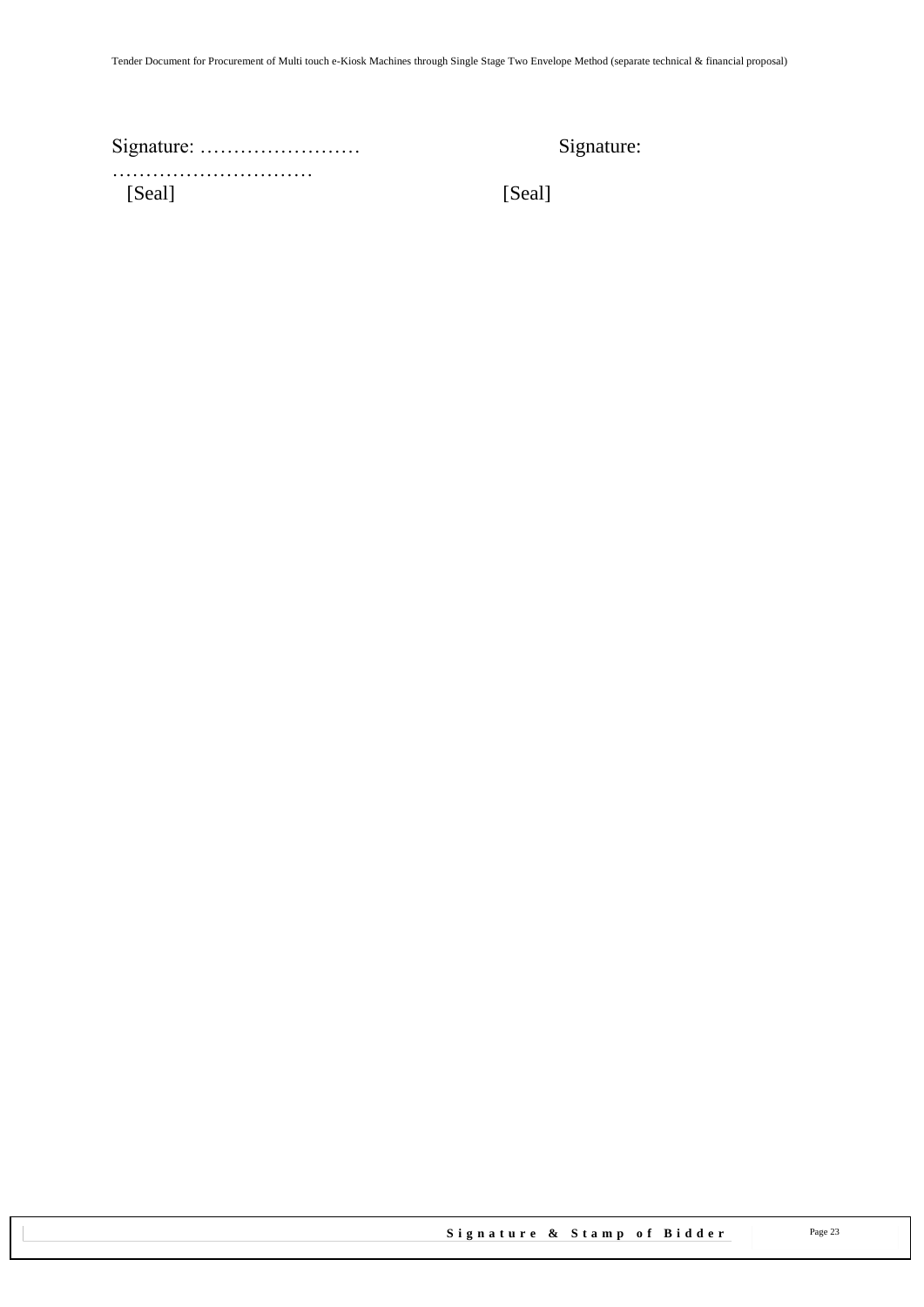Signature: ……………………                Signature: …………………………

[Seal]                                                    [Seal]